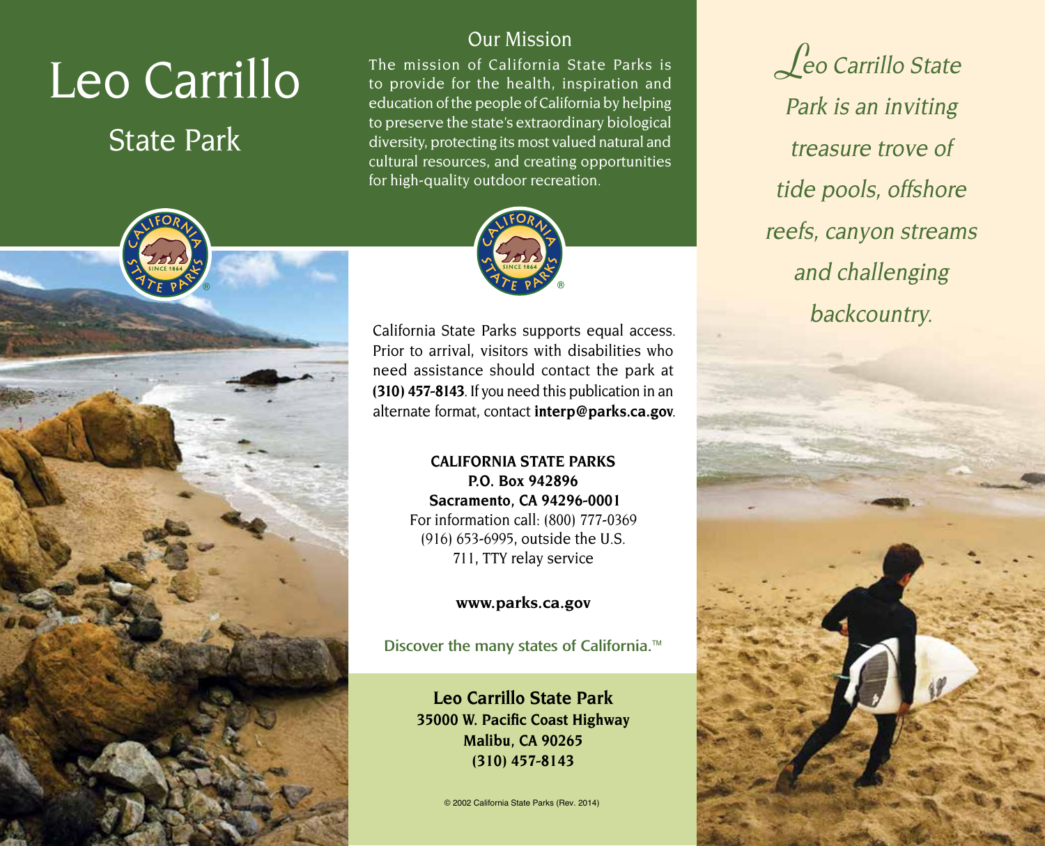# Leo Carrillo

## State Park

## Our Mission

The mission of California State Parks is to provide for the health, inspiration and education of the people of California by helping to preserve the state's extraordinary biological diversity, protecting its most valued natural and cultural resources, and creating opportunities for high-quality outdoor recreation.

California State Parks supports equal access. Prior to arrival, visitors with disabilities who need assistance should contact the park at **(310) 457-8143**. If you need this publication in an alternate format, contact **interp@parks.ca.gov**.

**CALIFORNIA STATE PARKS**
**P.O. Box 942896**
**Sacramento, CA 94296-0001**
For information call: (800) 777-0369
(916) 653-6995, outside the U.S.
711, TTY relay service

**www.parks.ca.gov**

Discover the many states of California.™

**Leo Carrillo State Park**
**35000 W. Pacific Coast Highway**
**Malibu, CA 90265**
**(310) 457-8143**

© 2002 California State Parks (Rev. 2014)

*Leo Carrillo State Park is an inviting treasure trove of tide pools, offshore reefs, canyon streams and challenging backcountry.*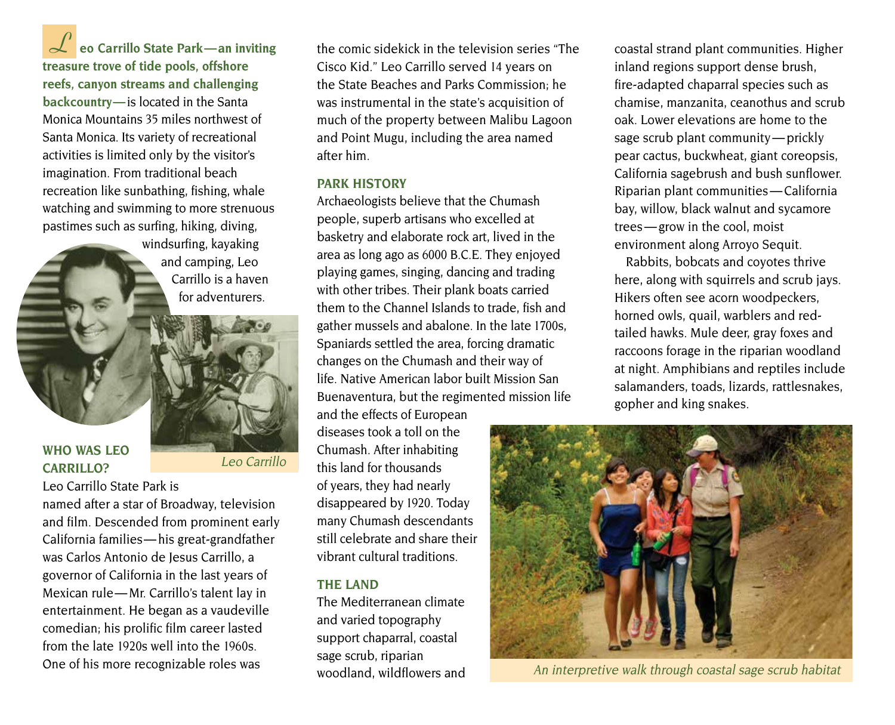**Leo Carrillo State Park—an inviting treasure trove of tide pools, offshore reefs, canyon streams and challenging backcountry**—is located in the Santa Monica Mountains 35 miles northwest of Santa Monica. Its variety of recreational activities is limited only by the visitor's imagination. From traditional beach recreation like sunbathing, fishing, whale watching and swimming to more strenuous pastimes such as surfing, hiking, diving, windsurfing, kayaking and camping, Leo Carrillo is a haven for adventurers.

*Leo Carrillo*

## WHO WAS LEO CARRILLO?

Leo Carrillo State Park is named after a star of Broadway, television and film. Descended from prominent early California families—his great-grandfather was Carlos Antonio de Jesus Carrillo, a governor of California in the last years of Mexican rule—Mr. Carrillo's talent lay in entertainment. He began as a vaudeville comedian; his prolific film career lasted from the late 1920s well into the 1960s. One of his more recognizable roles was the comic sidekick in the television series "The Cisco Kid." Leo Carrillo served 14 years on the State Beaches and Parks Commission; he was instrumental in the state's acquisition of much of the property between Malibu Lagoon and Point Mugu, including the area named after him.

## PARK HISTORY

Archaeologists believe that the Chumash people, superb artisans who excelled at basketry and elaborate rock art, lived in the area as long ago as 6000 B.C.E. They enjoyed playing games, singing, dancing and trading with other tribes. Their plank boats carried them to the Channel Islands to trade, fish and gather mussels and abalone. In the late 1700s, Spaniards settled the area, forcing dramatic changes on the Chumash and their way of life. Native American labor built Mission San Buenaventura, but the regimented mission life and the effects of European diseases took a toll on the Chumash. After inhabiting this land for thousands of years, they had nearly disappeared by 1920. Today many Chumash descendants still celebrate and share their vibrant cultural traditions.

## THE LAND

The Mediterranean climate and varied topography support chaparral, coastal sage scrub, riparian woodland, wildflowers and coastal strand plant communities. Higher inland regions support dense brush, fire-adapted chaparral species such as chamise, manzanita, ceanothus and scrub oak. Lower elevations are home to the sage scrub plant community—prickly pear cactus, buckwheat, giant coreopsis, California sagebrush and bush sunflower. Riparian plant communities—California bay, willow, black walnut and sycamore trees—grow in the cool, moist environment along Arroyo Sequit.

Rabbits, bobcats and coyotes thrive here, along with squirrels and scrub jays. Hikers often see acorn woodpeckers, horned owls, quail, warblers and red-tailed hawks. Mule deer, gray foxes and raccoons forage in the riparian woodland at night. Amphibians and reptiles include salamanders, toads, lizards, rattlesnakes, gopher and king snakes.

*An interpretive walk through coastal sage scrub habitat*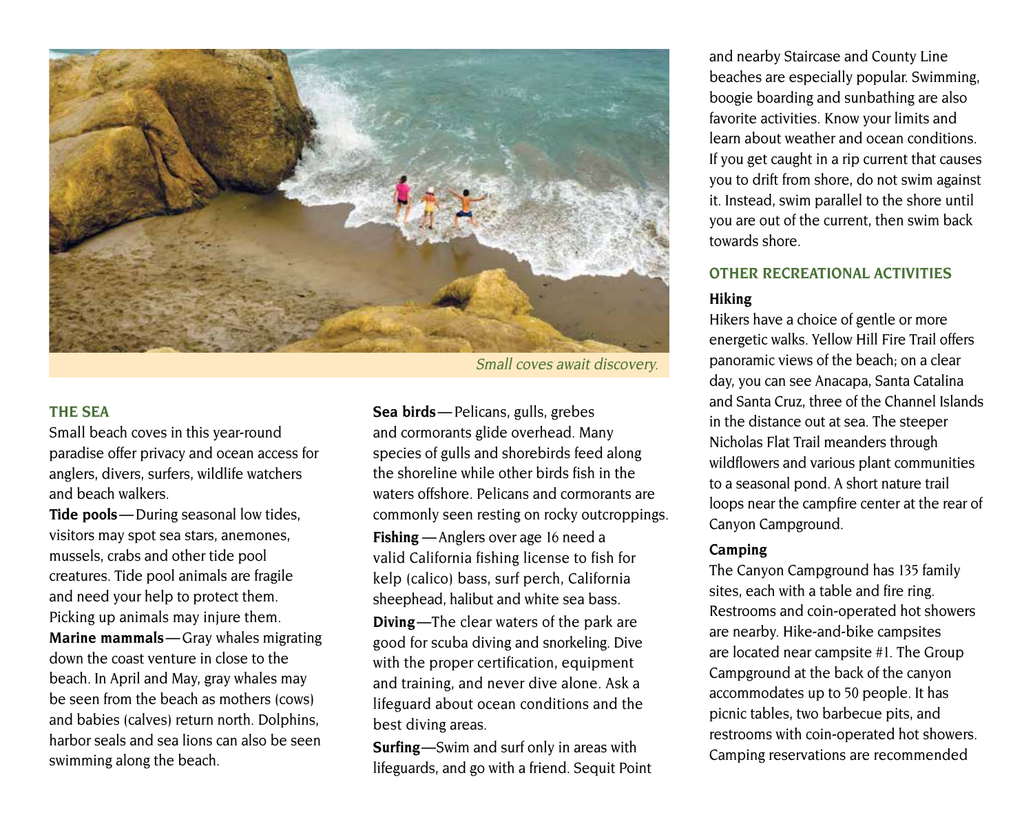*Small coves await discovery.*

## THE SEA

Small beach coves in this year-round paradise offer privacy and ocean access for anglers, divers, surfers, wildlife watchers and beach walkers.

**Tide pools**—During seasonal low tides, visitors may spot sea stars, anemones, mussels, crabs and other tide pool creatures. Tide pool animals are fragile and need your help to protect them. Picking up animals may injure them.

**Marine mammals**—Gray whales migrating down the coast venture in close to the beach. In April and May, gray whales may be seen from the beach as mothers (cows) and babies (calves) return north. Dolphins, harbor seals and sea lions can also be seen swimming along the beach.

**Sea birds**—Pelicans, gulls, grebes and cormorants glide overhead. Many species of gulls and shorebirds feed along the shoreline while other birds fish in the waters offshore. Pelicans and cormorants are commonly seen resting on rocky outcroppings.

**Fishing** —Anglers over age 16 need a valid California fishing license to fish for kelp (calico) bass, surf perch, California sheephead, halibut and white sea bass.

**Diving**—The clear waters of the park are good for scuba diving and snorkeling. Dive with the proper certification, equipment and training, and never dive alone. Ask a lifeguard about ocean conditions and the best diving areas.

**Surfing**—Swim and surf only in areas with lifeguards, and go with a friend. Sequit Point and nearby Staircase and County Line beaches are especially popular. Swimming, boogie boarding and sunbathing are also favorite activities. Know your limits and learn about weather and ocean conditions. If you get caught in a rip current that causes you to drift from shore, do not swim against it. Instead, swim parallel to the shore until you are out of the current, then swim back towards shore.

## OTHER RECREATIONAL ACTIVITIES

### Hiking

Hikers have a choice of gentle or more energetic walks. Yellow Hill Fire Trail offers panoramic views of the beach; on a clear day, you can see Anacapa, Santa Catalina and Santa Cruz, three of the Channel Islands in the distance out at sea. The steeper Nicholas Flat Trail meanders through wildflowers and various plant communities to a seasonal pond. A short nature trail loops near the campfire center at the rear of Canyon Campground.

### Camping

The Canyon Campground has 135 family sites, each with a table and fire ring. Restrooms and coin-operated hot showers are nearby. Hike-and-bike campsites are located near campsite #1. The Group Campground at the back of the canyon accommodates up to 50 people. It has picnic tables, two barbecue pits, and restrooms with coin-operated hot showers. Camping reservations are recommended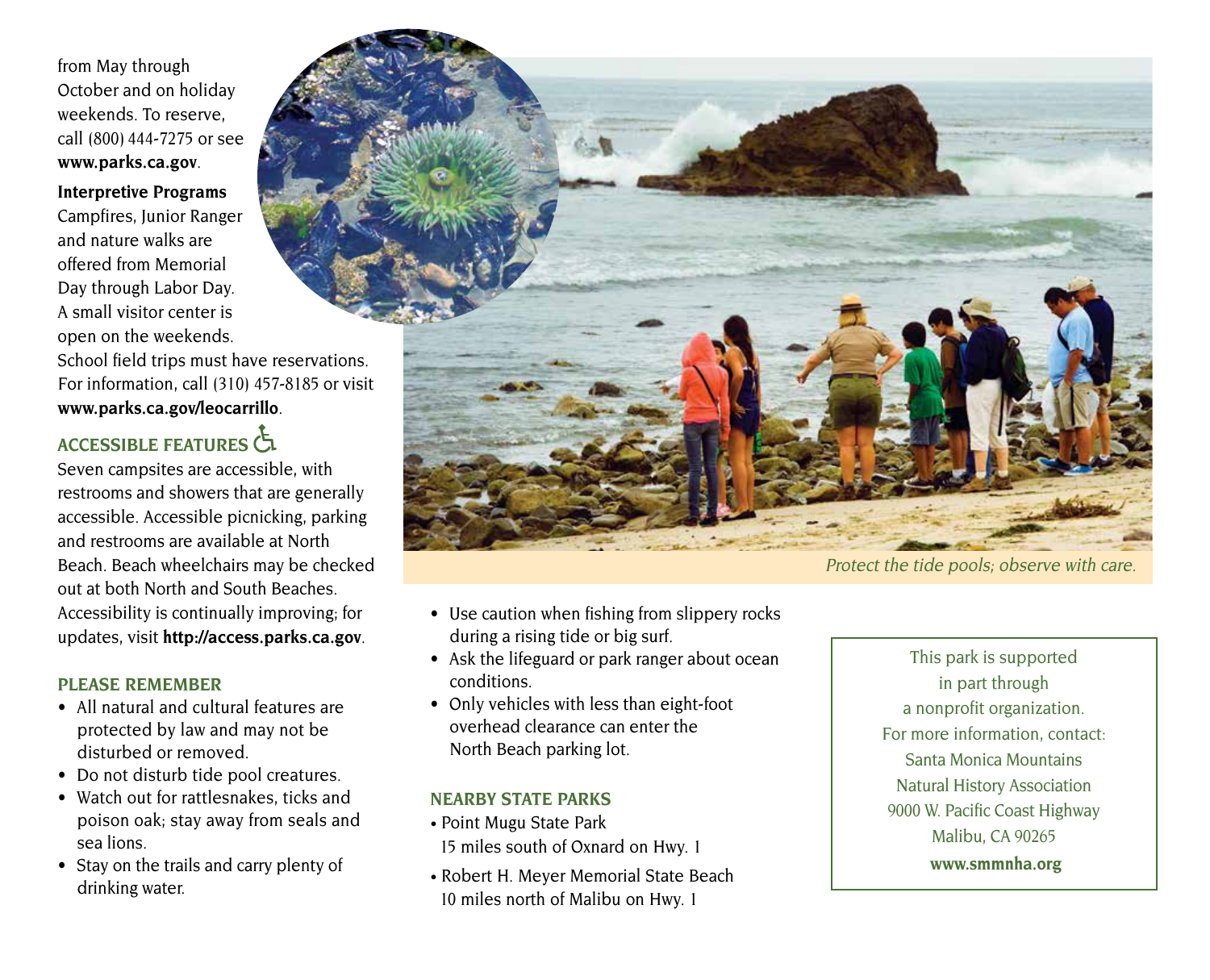from May through October and on holiday weekends. To reserve, call (800) 444-7275 or see **www.parks.ca.gov**.

**Interpretive Programs**
Campfires, Junior Ranger and nature walks are offered from Memorial Day through Labor Day. A small visitor center is open on the weekends. School field trips must have reservations. For information, call (310) 457-8185 or visit **www.parks.ca.gov/leocarrillo**.

## ACCESSIBLE FEATURES

Seven campsites are accessible, with restrooms and showers that are generally accessible. Accessible picnicking, parking and restrooms are available at North Beach. Beach wheelchairs may be checked out at both North and South Beaches. Accessibility is continually improving; for updates, visit **http://access.parks.ca.gov**.

*Protect the tide pools; observe with care.*

## PLEASE REMEMBER

- All natural and cultural features are protected by law and may not be disturbed or removed.
- Do not disturb tide pool creatures.
- Watch out for rattlesnakes, ticks and poison oak; stay away from seals and sea lions.
- Stay on the trails and carry plenty of drinking water.
- Use caution when fishing from slippery rocks during a rising tide or big surf.
- Ask the lifeguard or park ranger about ocean conditions.
- Only vehicles with less than eight-foot overhead clearance can enter the North Beach parking lot.

## NEARBY STATE PARKS

- Point Mugu State Park
  15 miles south of Oxnard on Hwy. 1
- Robert H. Meyer Memorial State Beach
  10 miles north of Malibu on Hwy. 1

This park is supported in part through a nonprofit organization.
For more information, contact:
Santa Monica Mountains Natural History Association
9000 W. Pacific Coast Highway
Malibu, CA 90265
**www.smmnha.org**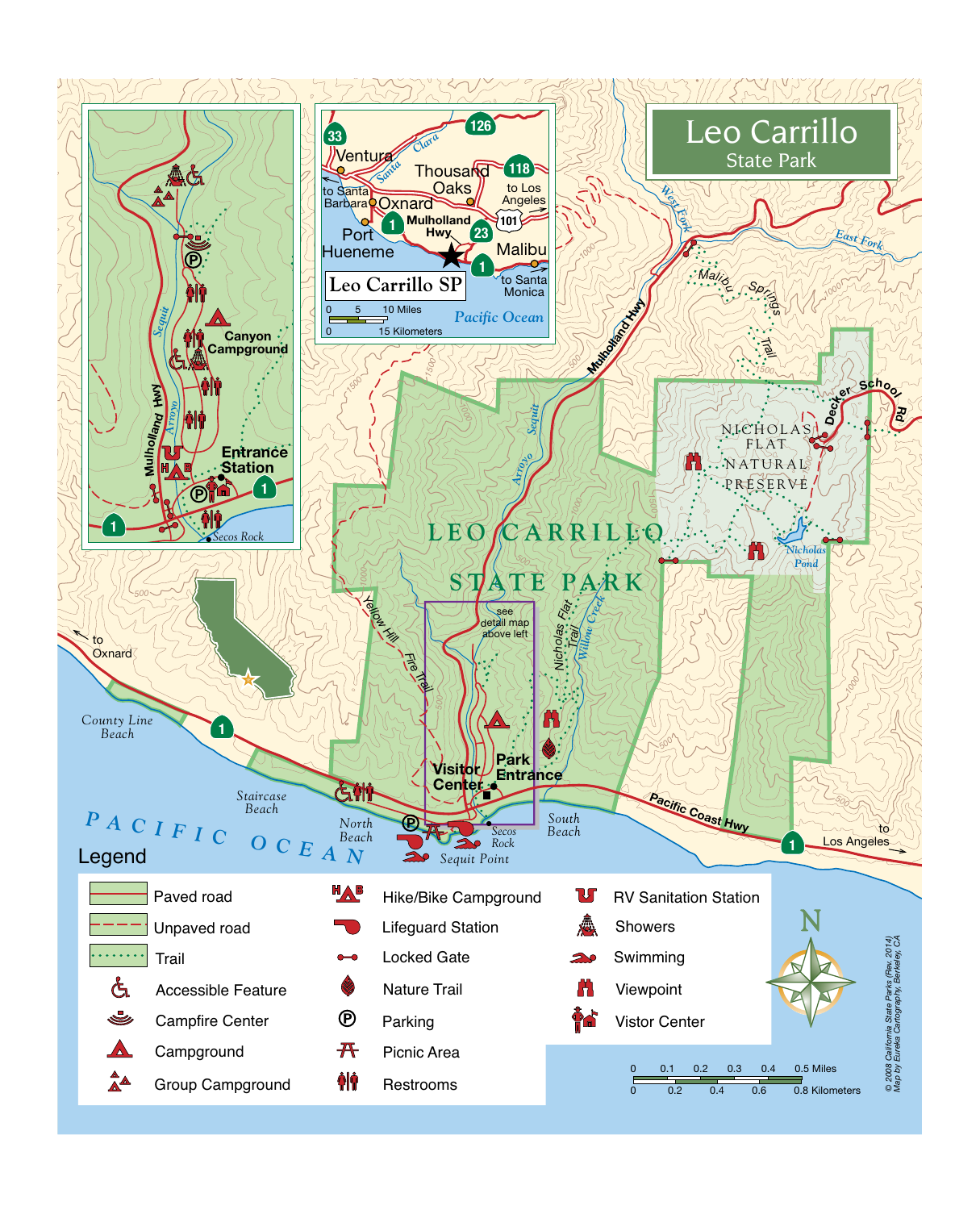# Leo Carrillo
## State Park

LEO CARRILLO STATE PARK

NICHOLAS FLAT NATURAL PRESERVE

PACIFIC OCEAN

Canyon Campground

Entrance Station

Secos Rock

Sequit Arroyo

Mulholland Hwy

Ventura
Santa Clara
Thousand Oaks
to Los Angeles
to Santa Barbara
Oxnard
Mulholland Hwy
Port Hueneme
Malibu
to Santa Monica
Leo Carrillo SP
Pacific Ocean
0 5 10 Miles
0 15 Kilometers

West Fork
East Fork
Malibu Springs Trail
Decker School Rd
Nicholas Pond
Yellow Hill Fire Trail
Nicholas Flat Trail
Willow Creek
see detail map above left
Visitor Center
Park Entrance
to Oxnard
County Line Beach
Staircase Beach
North Beach
Sequit Point
South Beach
Pacific Coast Hwy
to Los Angeles

## Legend

- Paved road
- Unpaved road
- Trail
- Accessible Feature
- Campfire Center
- Campground
- Group Campground
- Hike/Bike Campground
- Lifeguard Station
- Locked Gate
- Nature Trail
- Parking
- Picnic Area
- Restrooms
- RV Sanitation Station
- Showers
- Swimming
- Viewpoint
- Vistor Center

0 0.1 0.2 0.3 0.4 0.5 Miles
0 0.2 0.4 0.6 0.8 Kilometers

© 2008 California State Parks (Rev. 2014)
Map by Eureka Cartography, Berkeley, CA